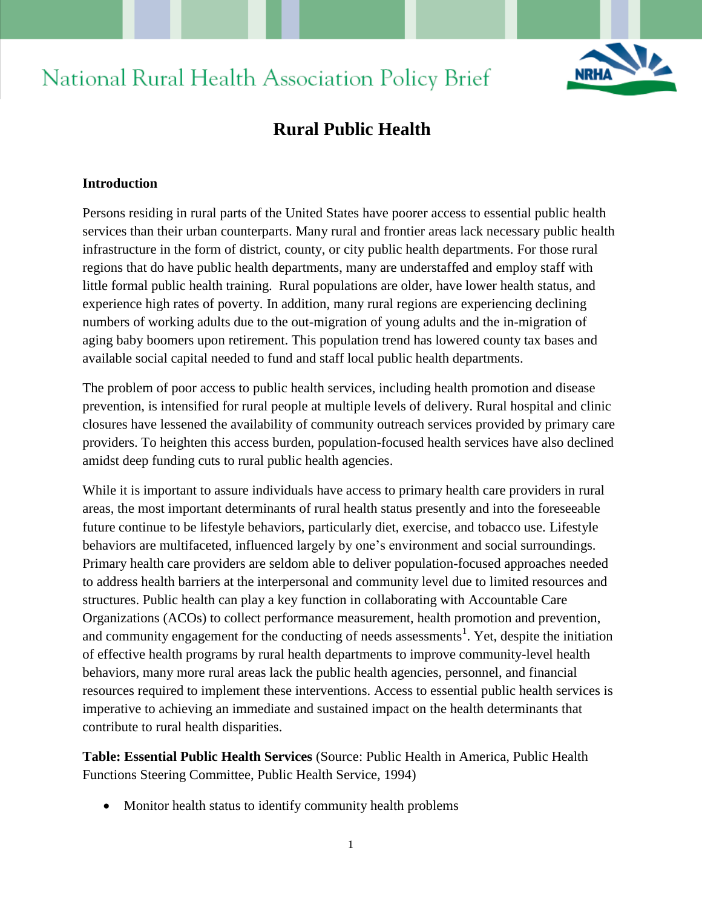# National Rural Health Association Policy Brief

## Rural Public Health

### Introduction

Persons residing in rural parts of the United States have poorer access to essential public health services than their urban counterparts. Many rural and frontier areas lack necessary public health infrastructure in the form of district, county, or city public health departments. For those rural regions that do have public health departments, many are understaffed and employ staff with little formal public health training. Rural populations are older, have lower health status, and experience high rates of poverty. In addition, many rural regions are experiencing declining numbers of working adults due to the out-migration of young adults and the in-migration of aging baby boomers upon retirement. This population trend has lowered county tax bases and available social capital needed to fund and staff local public health departments.

The problem of poor access to public health services, including health promotion and disease prevention, is intensified for rural people at multiple levels of delivery. Rural hospital and clinic closures have lessened the availability of community outreach services provided by primary care providers. To heighten this access burden, population-focused health services have also declined amidst deep funding cuts to rural public health agencies.

While it is important to assure individuals have access to primary health care providers in rural areas, the most important determinants of rural health status presently and into the foreseeable future continue to be lifestyle behaviors, particularly diet, exercise, and tobacco use. Lifestyle behaviors are multifaceted, influenced largely by one's environment and social surroundings. Primary health care providers are seldom able to deliver population-focused approaches needed to address health barriers at the interpersonal and community level due to limited resources and structures. Public health can play a key function in collaborating with Accountable Care Organizations (ACOs) to collect performance measurement, health promotion and prevention, and community engagement for the conducting of needs assessments[1]. Yet, despite the initiation of effective health programs by rural health departments to improve community-level health behaviors, many more rural areas lack the public health agencies, personnel, and financial resources required to implement these interventions. Access to essential public health services is imperative to achieving an immediate and sustained impact on the health determinants that contribute to rural health disparities.

**Table: Essential Public Health Services** (Source: Public Health in America, Public Health Functions Steering Committee, Public Health Service, 1994)

- Monitor health status to identify community health problems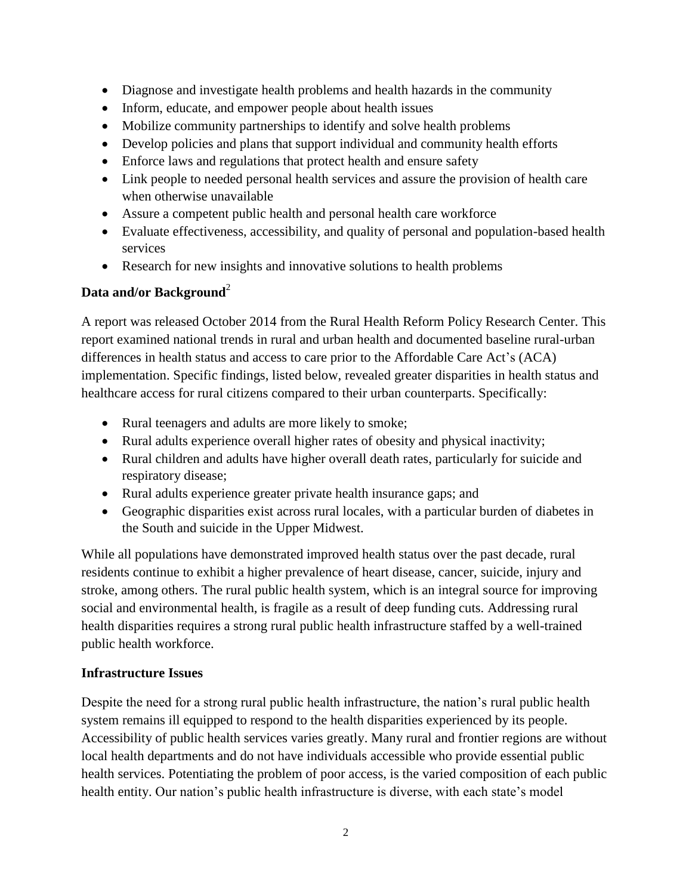- Diagnose and investigate health problems and health hazards in the community
- Inform, educate, and empower people about health issues
- Mobilize community partnerships to identify and solve health problems
- Develop policies and plans that support individual and community health efforts
- Enforce laws and regulations that protect health and ensure safety
- Link people to needed personal health services and assure the provision of health care when otherwise unavailable
- Assure a competent public health and personal health care workforce
- Evaluate effectiveness, accessibility, and quality of personal and population-based health services
- Research for new insights and innovative solutions to health problems

**Data and/or Background**[2]

A report was released October 2014 from the Rural Health Reform Policy Research Center. This report examined national trends in rural and urban health and documented baseline rural-urban differences in health status and access to care prior to the Affordable Care Act's (ACA) implementation. Specific findings, listed below, revealed greater disparities in health status and healthcare access for rural citizens compared to their urban counterparts. Specifically:

- Rural teenagers and adults are more likely to smoke;
- Rural adults experience overall higher rates of obesity and physical inactivity;
- Rural children and adults have higher overall death rates, particularly for suicide and respiratory disease;
- Rural adults experience greater private health insurance gaps; and
- Geographic disparities exist across rural locales, with a particular burden of diabetes in the South and suicide in the Upper Midwest.

While all populations have demonstrated improved health status over the past decade, rural residents continue to exhibit a higher prevalence of heart disease, cancer, suicide, injury and stroke, among others. The rural public health system, which is an integral source for improving social and environmental health, is fragile as a result of deep funding cuts. Addressing rural health disparities requires a strong rural public health infrastructure staffed by a well-trained public health workforce.

**Infrastructure Issues**

Despite the need for a strong rural public health infrastructure, the nation's rural public health system remains ill equipped to respond to the health disparities experienced by its people. Accessibility of public health services varies greatly. Many rural and frontier regions are without local health departments and do not have individuals accessible who provide essential public health services. Potentiating the problem of poor access, is the varied composition of each public health entity. Our nation's public health infrastructure is diverse, with each state's model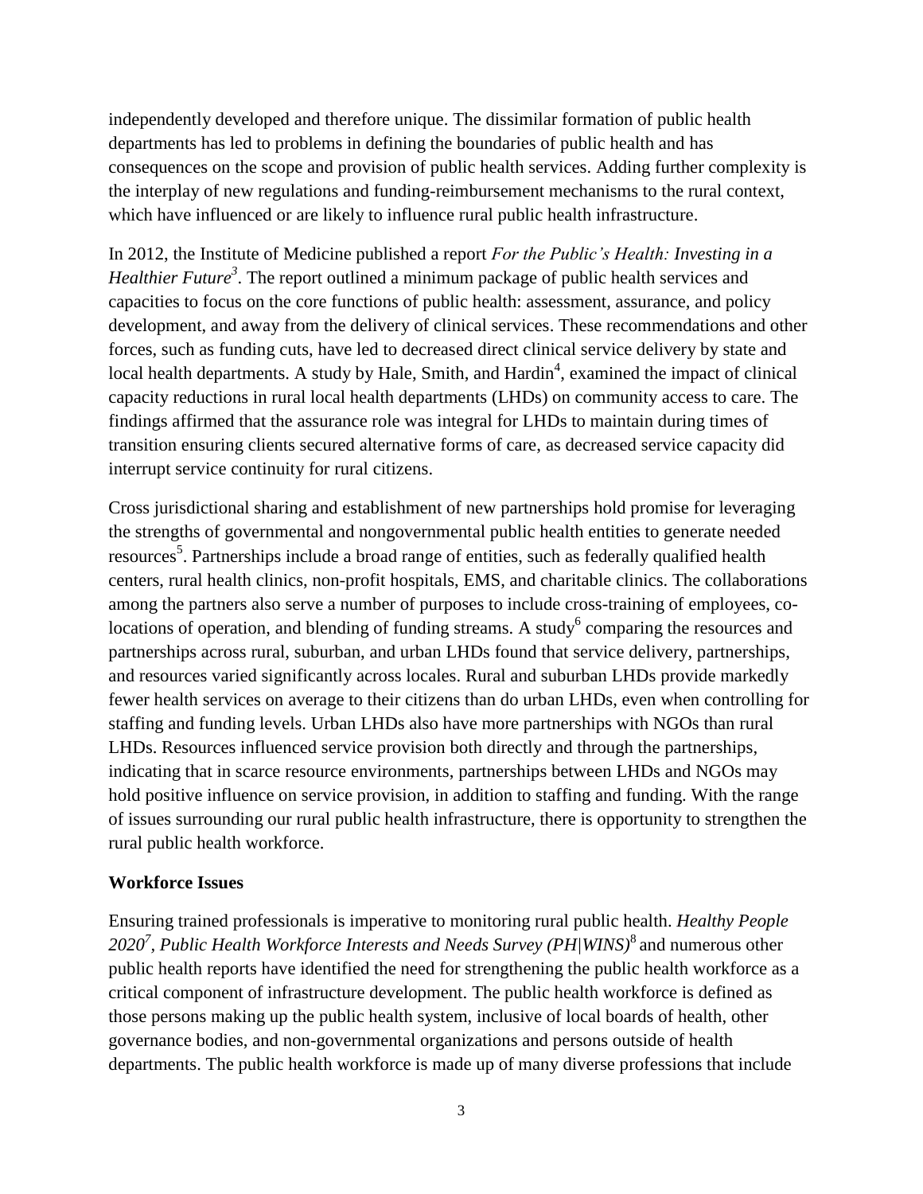independently developed and therefore unique. The dissimilar formation of public health departments has led to problems in defining the boundaries of public health and has consequences on the scope and provision of public health services. Adding further complexity is the interplay of new regulations and funding-reimbursement mechanisms to the rural context, which have influenced or are likely to influence rural public health infrastructure.

In 2012, the Institute of Medicine published a report *For the Public's Health: Investing in a Healthier Future*[3]. The report outlined a minimum package of public health services and capacities to focus on the core functions of public health: assessment, assurance, and policy development, and away from the delivery of clinical services. These recommendations and other forces, such as funding cuts, have led to decreased direct clinical service delivery by state and local health departments. A study by Hale, Smith, and Hardin[4], examined the impact of clinical capacity reductions in rural local health departments (LHDs) on community access to care. The findings affirmed that the assurance role was integral for LHDs to maintain during times of transition ensuring clients secured alternative forms of care, as decreased service capacity did interrupt service continuity for rural citizens.

Cross jurisdictional sharing and establishment of new partnerships hold promise for leveraging the strengths of governmental and nongovernmental public health entities to generate needed resources[5]. Partnerships include a broad range of entities, such as federally qualified health centers, rural health clinics, non-profit hospitals, EMS, and charitable clinics. The collaborations among the partners also serve a number of purposes to include cross-training of employees, co-locations of operation, and blending of funding streams. A study[6] comparing the resources and partnerships across rural, suburban, and urban LHDs found that service delivery, partnerships, and resources varied significantly across locales. Rural and suburban LHDs provide markedly fewer health services on average to their citizens than do urban LHDs, even when controlling for staffing and funding levels. Urban LHDs also have more partnerships with NGOs than rural LHDs. Resources influenced service provision both directly and through the partnerships, indicating that in scarce resource environments, partnerships between LHDs and NGOs may hold positive influence on service provision, in addition to staffing and funding. With the range of issues surrounding our rural public health infrastructure, there is opportunity to strengthen the rural public health workforce.

**Workforce Issues**

Ensuring trained professionals is imperative to monitoring rural public health. *Healthy People 2020*[7], *Public Health Workforce Interests and Needs Survey (PH|WINS)*[8] and numerous other public health reports have identified the need for strengthening the public health workforce as a critical component of infrastructure development. The public health workforce is defined as those persons making up the public health system, inclusive of local boards of health, other governance bodies, and non-governmental organizations and persons outside of health departments. The public health workforce is made up of many diverse professions that include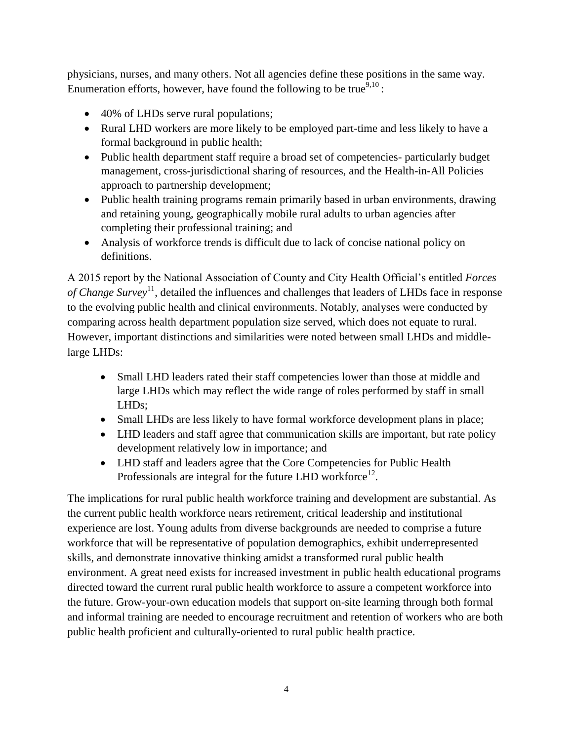physicians, nurses, and many others. Not all agencies define these positions in the same way. Enumeration efforts, however, have found the following to be true[9,10]:

- 40% of LHDs serve rural populations;
- Rural LHD workers are more likely to be employed part-time and less likely to have a formal background in public health;
- Public health department staff require a broad set of competencies- particularly budget management, cross-jurisdictional sharing of resources, and the Health-in-All Policies approach to partnership development;
- Public health training programs remain primarily based in urban environments, drawing and retaining young, geographically mobile rural adults to urban agencies after completing their professional training; and
- Analysis of workforce trends is difficult due to lack of concise national policy on definitions.

A 2015 report by the National Association of County and City Health Official's entitled *Forces of Change Survey*[11], detailed the influences and challenges that leaders of LHDs face in response to the evolving public health and clinical environments. Notably, analyses were conducted by comparing across health department population size served, which does not equate to rural. However, important distinctions and similarities were noted between small LHDs and middle-large LHDs:

- Small LHD leaders rated their staff competencies lower than those at middle and large LHDs which may reflect the wide range of roles performed by staff in small LHDs;
- Small LHDs are less likely to have formal workforce development plans in place;
- LHD leaders and staff agree that communication skills are important, but rate policy development relatively low in importance; and
- LHD staff and leaders agree that the Core Competencies for Public Health Professionals are integral for the future LHD workforce[12].

The implications for rural public health workforce training and development are substantial. As the current public health workforce nears retirement, critical leadership and institutional experience are lost. Young adults from diverse backgrounds are needed to comprise a future workforce that will be representative of population demographics, exhibit underrepresented skills, and demonstrate innovative thinking amidst a transformed rural public health environment. A great need exists for increased investment in public health educational programs directed toward the current rural public health workforce to assure a competent workforce into the future. Grow-your-own education models that support on-site learning through both formal and informal training are needed to encourage recruitment and retention of workers who are both public health proficient and culturally-oriented to rural public health practice.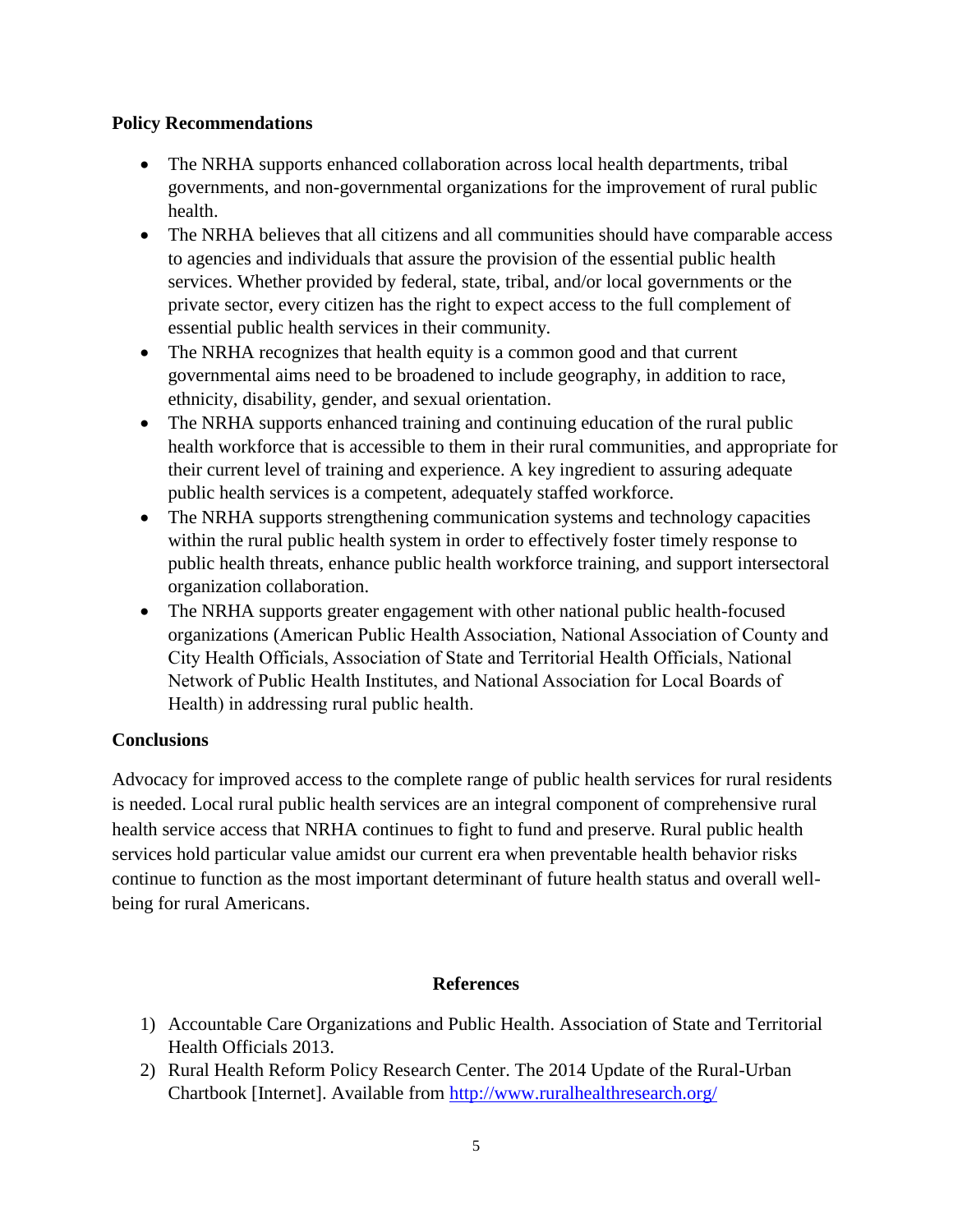**Policy Recommendations**

- The NRHA supports enhanced collaboration across local health departments, tribal governments, and non-governmental organizations for the improvement of rural public health.
- The NRHA believes that all citizens and all communities should have comparable access to agencies and individuals that assure the provision of the essential public health services. Whether provided by federal, state, tribal, and/or local governments or the private sector, every citizen has the right to expect access to the full complement of essential public health services in their community.
- The NRHA recognizes that health equity is a common good and that current governmental aims need to be broadened to include geography, in addition to race, ethnicity, disability, gender, and sexual orientation.
- The NRHA supports enhanced training and continuing education of the rural public health workforce that is accessible to them in their rural communities, and appropriate for their current level of training and experience. A key ingredient to assuring adequate public health services is a competent, adequately staffed workforce.
- The NRHA supports strengthening communication systems and technology capacities within the rural public health system in order to effectively foster timely response to public health threats, enhance public health workforce training, and support intersectoral organization collaboration.
- The NRHA supports greater engagement with other national public health-focused organizations (American Public Health Association, National Association of County and City Health Officials, Association of State and Territorial Health Officials, National Network of Public Health Institutes, and National Association for Local Boards of Health) in addressing rural public health.

**Conclusions**

Advocacy for improved access to the complete range of public health services for rural residents is needed. Local rural public health services are an integral component of comprehensive rural health service access that NRHA continues to fight to fund and preserve. Rural public health services hold particular value amidst our current era when preventable health behavior risks continue to function as the most important determinant of future health status and overall well-being for rural Americans.

**References**

1) Accountable Care Organizations and Public Health. Association of State and Territorial Health Officials 2013.
2) Rural Health Reform Policy Research Center. The 2014 Update of the Rural-Urban Chartbook [Internet]. Available from http://www.ruralhealthresearch.org/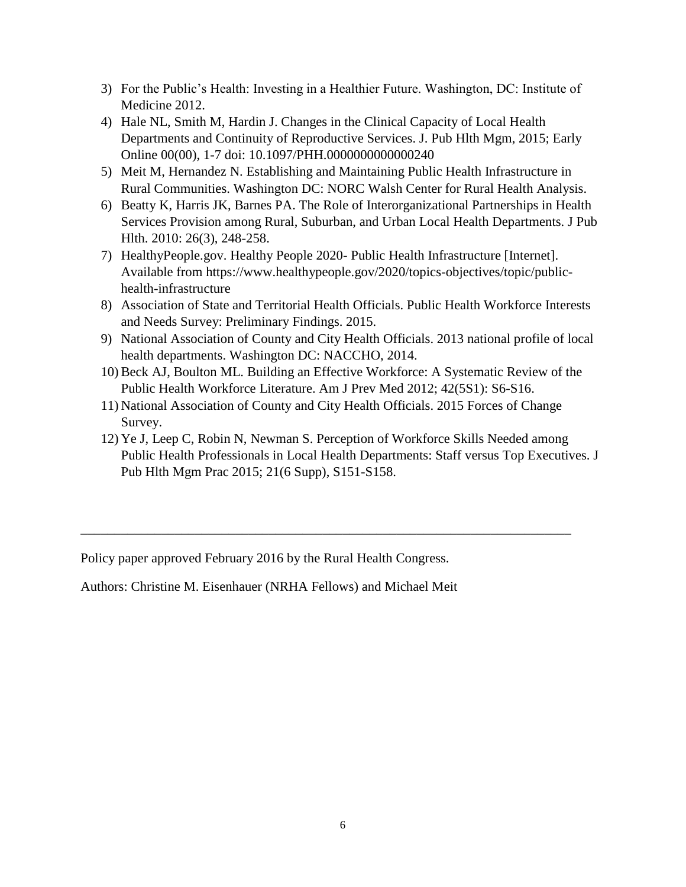3) For the Public's Health: Investing in a Healthier Future. Washington, DC: Institute of Medicine 2012.
4) Hale NL, Smith M, Hardin J. Changes in the Clinical Capacity of Local Health Departments and Continuity of Reproductive Services. J. Pub Hlth Mgm, 2015; Early Online 00(00), 1-7 doi: 10.1097/PHH.0000000000000240
5) Meit M, Hernandez N. Establishing and Maintaining Public Health Infrastructure in Rural Communities. Washington DC: NORC Walsh Center for Rural Health Analysis.
6) Beatty K, Harris JK, Barnes PA. The Role of Interorganizational Partnerships in Health Services Provision among Rural, Suburban, and Urban Local Health Departments. J Pub Hlth. 2010: 26(3), 248-258.
7) HealthyPeople.gov. Healthy People 2020- Public Health Infrastructure [Internet]. Available from https://www.healthypeople.gov/2020/topics-objectives/topic/public-health-infrastructure
8) Association of State and Territorial Health Officials. Public Health Workforce Interests and Needs Survey: Preliminary Findings. 2015.
9) National Association of County and City Health Officials. 2013 national profile of local health departments. Washington DC: NACCHO, 2014.
10) Beck AJ, Boulton ML. Building an Effective Workforce: A Systematic Review of the Public Health Workforce Literature. Am J Prev Med 2012; 42(5S1): S6-S16.
11) National Association of County and City Health Officials. 2015 Forces of Change Survey.
12) Ye J, Leep C, Robin N, Newman S. Perception of Workforce Skills Needed among Public Health Professionals in Local Health Departments: Staff versus Top Executives. J Pub Hlth Mgm Prac 2015; 21(6 Supp), S151-S158.

---

Policy paper approved February 2016 by the Rural Health Congress.

Authors: Christine M. Eisenhauer (NRHA Fellows) and Michael Meit